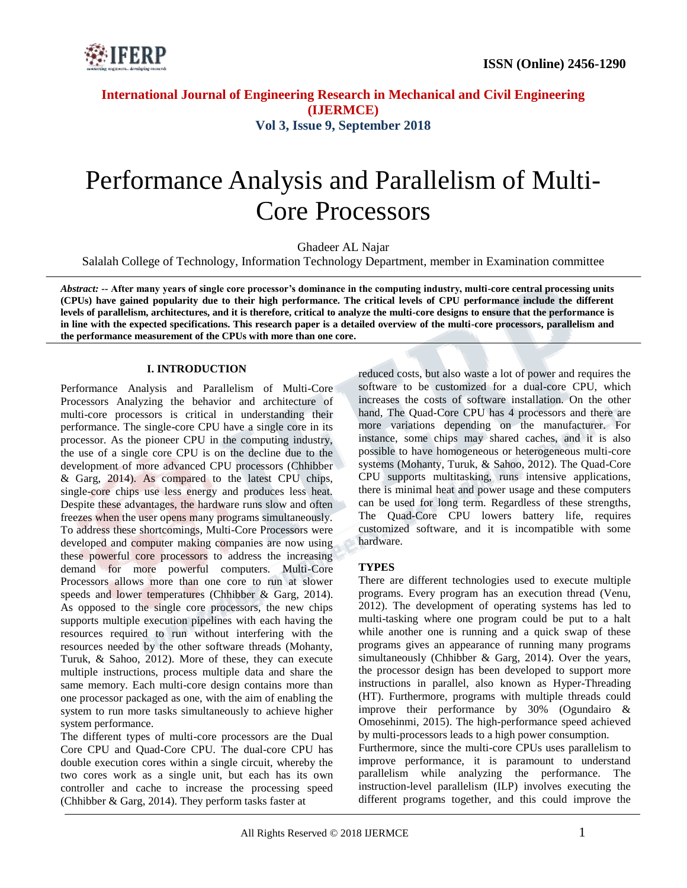# Performance Analysis and Parallelism of Multi-Core Processors

Ghadeer AL Najar

Salalah College of Technology, Information Technology Department, member in Examination committee

*Abstract:* -- **After many years of single core processor's dominance in the computing industry, multi-core central processing units (CPUs) have gained popularity due to their high performance. The critical levels of CPU performance include the different levels of parallelism, architectures, and it is therefore, critical to analyze the multi-core designs to ensure that the performance is in line with the expected specifications. This research paper is a detailed overview of the multi-core processors, parallelism and the performance measurement of the CPUs with more than one core.**

## I. INTRODUCTION

Performance Analysis and Parallelism of Multi-Core Processors Analyzing the behavior and architecture of multi-core processors is critical in understanding their performance. The single-core CPU have a single core in its processor. As the pioneer CPU in the computing industry, the use of a single core CPU is on the decline due to the development of more advanced CPU processors (Chhibber & Garg, 2014). As compared to the latest CPU chips, single-core chips use less energy and produces less heat. Despite these advantages, the hardware runs slow and often freezes when the user opens many programs simultaneously. To address these shortcomings, Multi-Core Processors were developed and computer making companies are now using these powerful core processors to address the increasing demand for more powerful computers. Multi-Core Processors allows more than one core to run at slower speeds and lower temperatures (Chhibber & Garg, 2014). As opposed to the single core processors, the new chips supports multiple execution pipelines with each having the resources required to run without interfering with the resources needed by the other software threads (Mohanty, Turuk, & Sahoo, 2012). More of these, they can execute multiple instructions, process multiple data and share the same memory. Each multi-core design contains more than one processor packaged as one, with the aim of enabling the system to run more tasks simultaneously to achieve higher system performance.

The different types of multi-core processors are the Dual Core CPU and Quad-Core CPU. The dual-core CPU has double execution cores within a single circuit, whereby the two cores work as a single unit, but each has its own controller and cache to increase the processing speed (Chhibber & Garg, 2014). They perform tasks faster at reduced costs, but also waste a lot of power and requires the software to be customized for a dual-core CPU, which increases the costs of software installation. On the other hand, The Quad-Core CPU has 4 processors and there are more variations depending on the manufacturer. For instance, some chips may shared caches, and it is also possible to have homogeneous or heterogeneous multi-core systems (Mohanty, Turuk, & Sahoo, 2012). The Quad-Core CPU supports multitasking, runs intensive applications, there is minimal heat and power usage and these computers can be used for long term. Regardless of these strengths, The Quad-Core CPU lowers battery life, requires customized software, and it is incompatible with some hardware.

### TYPES

There are different technologies used to execute multiple programs. Every program has an execution thread (Venu, 2012). The development of operating systems has led to multi-tasking where one program could be put to a halt while another one is running and a quick swap of these programs gives an appearance of running many programs simultaneously (Chhibber & Garg, 2014). Over the years, the processor design has been developed to support more instructions in parallel, also known as Hyper-Threading (HT). Furthermore, programs with multiple threads could improve their performance by 30% (Ogundairo & Omosehinmi, 2015). The high-performance speed achieved by multi-processors leads to a high power consumption.

Furthermore, since the multi-core CPUs uses parallelism to improve performance, it is paramount to understand parallelism while analyzing the performance. The instruction-level parallelism (ILP) involves executing the different programs together, and this could improve the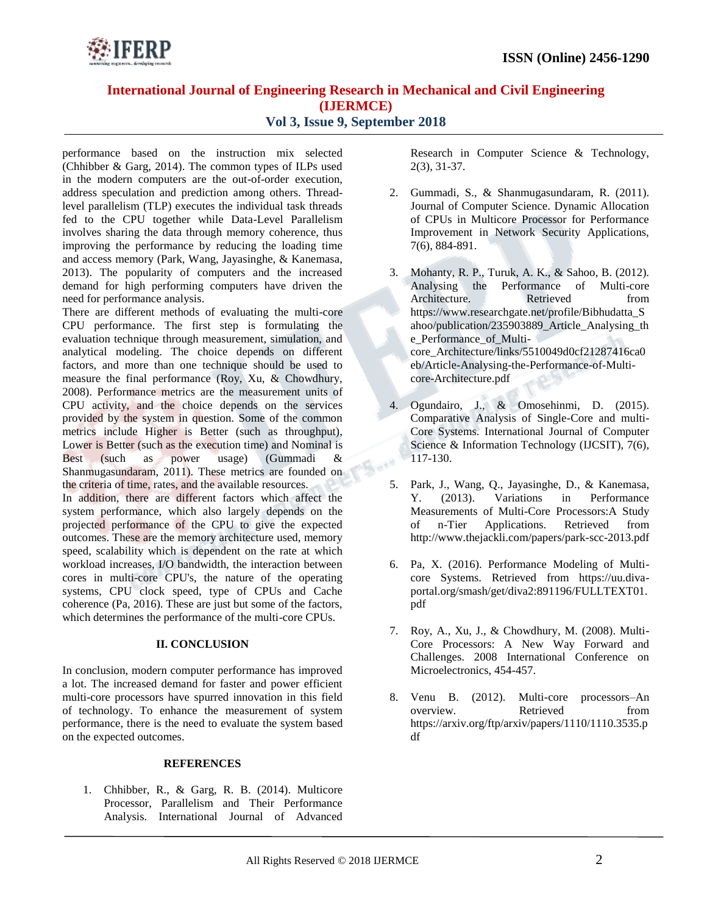performance based on the instruction mix selected (Chhibber & Garg, 2014). The common types of ILPs used in the modern computers are the out-of-order execution, address speculation and prediction among others. Thread-level parallelism (TLP) executes the individual task threads fed to the CPU together while Data-Level Parallelism involves sharing the data through memory coherence, thus improving the performance by reducing the loading time and access memory (Park, Wang, Jayasinghe, & Kanemasa, 2013). The popularity of computers and the increased demand for high performing computers have driven the need for performance analysis.

There are different methods of evaluating the multi-core CPU performance. The first step is formulating the evaluation technique through measurement, simulation, and analytical modeling. The choice depends on different factors, and more than one technique should be used to measure the final performance (Roy, Xu, & Chowdhury, 2008). Performance metrics are the measurement units of CPU activity, and the choice depends on the services provided by the system in question. Some of the common metrics include Higher is Better (such as throughput), Lower is Better (such as the execution time) and Nominal is Best (such as power usage) (Gummadi & Shanmugasundaram, 2011). These metrics are founded on the criteria of time, rates, and the available resources.

In addition, there are different factors which affect the system performance, which also largely depends on the projected performance of the CPU to give the expected outcomes. These are the memory architecture used, memory speed, scalability which is dependent on the rate at which workload increases, I/O bandwidth, the interaction between cores in multi-core CPU's, the nature of the operating systems, CPU clock speed, type of CPUs and Cache coherence (Pa, 2016). These are just but some of the factors, which determines the performance of the multi-core CPUs.

## II. CONCLUSION

In conclusion, modern computer performance has improved a lot. The increased demand for faster and power efficient multi-core processors have spurred innovation in this field of technology. To enhance the measurement of system performance, there is the need to evaluate the system based on the expected outcomes.

## REFERENCES

1. Chhibber, R., & Garg, R. B. (2014). Multicore Processor, Parallelism and Their Performance Analysis. International Journal of Advanced Research in Computer Science & Technology, 2(3), 31-37.
2. Gummadi, S., & Shanmugasundaram, R. (2011). Journal of Computer Science. Dynamic Allocation of CPUs in Multicore Processor for Performance Improvement in Network Security Applications, 7(6), 884-891.
3. Mohanty, R. P., Turuk, A. K., & Sahoo, B. (2012). Analysing the Performance of Multi-core Architecture. Retrieved from https://www.researchgate.net/profile/Bibhudatta_Sahoo/publication/235903889_Article_Analysing_the_Performance_of_Multi-core_Architecture/links/5510049d0cf21287416ca0eb/Article-Analysing-the-Performance-of-Multi-core-Architecture.pdf
4. Ogundairo, J., & Omosehinmi, D. (2015). Comparative Analysis of Single-Core and multi-Core Systems. International Journal of Computer Science & Information Technology (IJCSIT), 7(6), 117-130.
5. Park, J., Wang, Q., Jayasinghe, D., & Kanemasa, Y. (2013). Variations in Performance Measurements of Multi-Core Processors:A Study of n-Tier Applications. Retrieved from http://www.thejackli.com/papers/park-scc-2013.pdf
6. Pa, X. (2016). Performance Modeling of Multi-core Systems. Retrieved from https://uu.diva-portal.org/smash/get/diva2:891196/FULLTEXT01.pdf
7. Roy, A., Xu, J., & Chowdhury, M. (2008). Multi-Core Processors: A New Way Forward and Challenges. 2008 International Conference on Microelectronics, 454-457.
8. Venu B. (2012). Multi-core processors–An overview. Retrieved from https://arxiv.org/ftp/arxiv/papers/1110/1110.3535.pdf